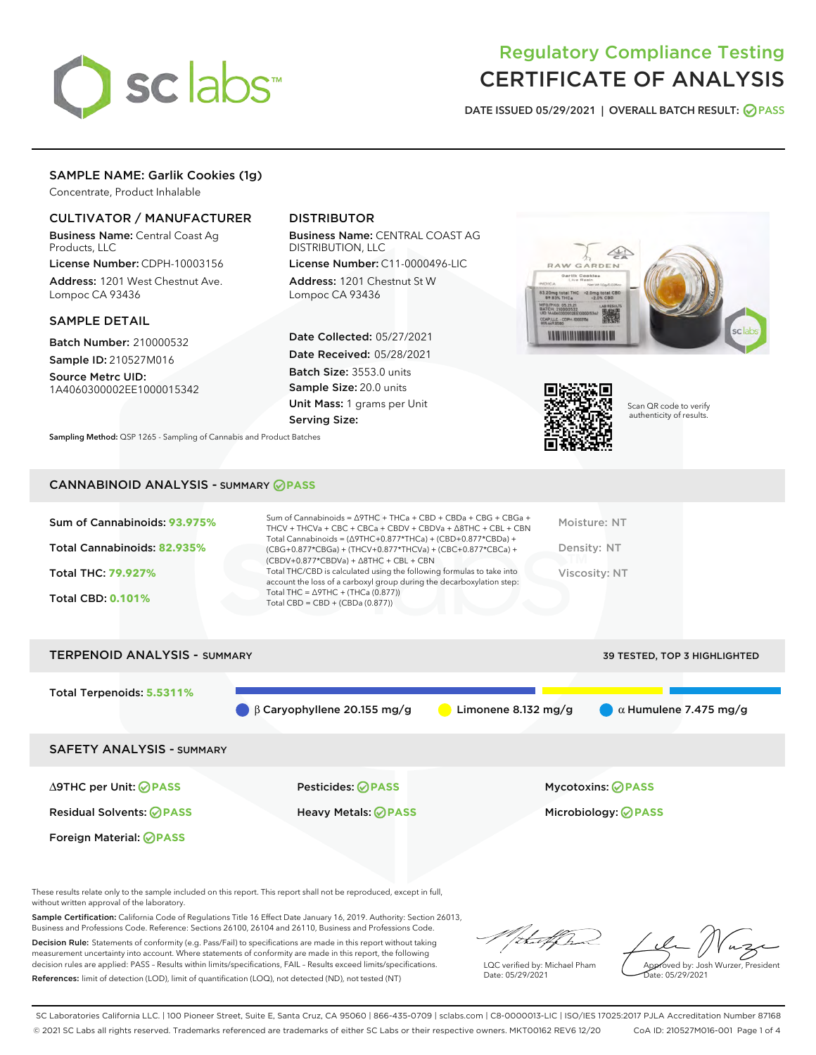# Regulatory Compliance Testing
# CERTIFICATE OF ANALYSIS

DATE ISSUED 05/29/2021 | OVERALL BATCH RESULT: PASS

## SAMPLE NAME: Garlik Cookies (1g)

Concentrate, Product Inhalable

### CULTIVATOR / MANUFACTURER

**Business Name:** Central Coast Ag Products, LLC

**License Number:** CDPH-10003156

**Address:** 1201 West Chestnut Ave. Lompoc CA 93436

### DISTRIBUTOR

**Business Name:** CENTRAL COAST AG DISTRIBUTION, LLC

**License Number:** C11-0000496-LIC

**Address:** 1201 Chestnut St W Lompoc CA 93436

### SAMPLE DETAIL

**Batch Number:** 210000532

**Sample ID:** 210527M016

**Source Metrc UID:** 1A4060300002EE1000015342

**Date Collected:** 05/27/2021

**Date Received:** 05/28/2021

**Batch Size:** 3553.0 units

**Sample Size:** 20.0 units

**Unit Mass:** 1 grams per Unit

**Serving Size:**

Scan QR code to verify authenticity of results.

**Sampling Method:** QSP 1265 - Sampling of Cannabis and Product Batches

## CANNABINOID ANALYSIS - SUMMARY PASS

Sum of Cannabinoids: **93.975%**

Total Cannabinoids: **82.935%**

Total THC: **79.927%**

Total CBD: **0.101%**

Sum of Cannabinoids = Δ9THC + THCa + CBD + CBDa + CBG + CBGa + THCV + THCVa + CBC + CBCa + CBDV + CBDVa + Δ8THC + CBL + CBN

Total Cannabinoids = (Δ9THC+0.877*THCa) + (CBD+0.877*CBDa) + (CBG+0.877*CBGa) + (THCV+0.877*THCVa) + (CBC+0.877*CBCa) + (CBDV+0.877*CBDVa) + Δ8THC + CBL + CBN

Total THC/CBD is calculated using the following formulas to take into account the loss of a carboxyl group during the decarboxylation step:

Total THC = Δ9THC + (THCa (0.877))

Total CBD = CBD + (CBDa (0.877))

Moisture: NT

Density: NT

Viscosity: NT

## TERPENOID ANALYSIS - SUMMARY

39 TESTED, TOP 3 HIGHLIGHTED

Total Terpenoids: **5.5311%**

- β Caryophyllene 20.155 mg/g
- Limonene 8.132 mg/g
- α Humulene 7.475 mg/g

## SAFETY ANALYSIS - SUMMARY

| | | |
|---|---|---|
| Δ9THC per Unit: PASS | Pesticides: PASS | Mycotoxins: PASS |
| Residual Solvents: PASS | Heavy Metals: PASS | Microbiology: PASS |
| Foreign Material: PASS | | |

These results relate only to the sample included on this report. This report shall not be reproduced, except in full, without written approval of the laboratory.

**Sample Certification:** California Code of Regulations Title 16 Effect Date January 16, 2019. Authority: Section 26013, Business and Professions Code. Reference: Sections 26100, 26104 and 26110, Business and Professions Code.

**Decision Rule:** Statements of conformity (e.g. Pass/Fail) to specifications are made in this report without taking measurement uncertainty into account. Where statements of conformity are made in this report, the following decision rules are applied: PASS – Results within limits/specifications, FAIL – Results exceed limits/specifications.

**References:** limit of detection (LOD), limit of quantification (LOQ), not detected (ND), not tested (NT)

LQC verified by: Michael Pham
Date: 05/29/2021

Approved by: Josh Wurzer, President
Date: 05/29/2021

SC Laboratories California LLC. | 100 Pioneer Street, Suite E, Santa Cruz, CA 95060 | 866-435-0709 | sclabs.com | C8-0000013-LIC | ISO/IES 17025:2017 PJLA Accreditation Number 87168

© 2021 SC Labs all rights reserved. Trademarks referenced are trademarks of either SC Labs or their respective owners. MKT00162 REV6 12/20 CoA ID: 210527M016-001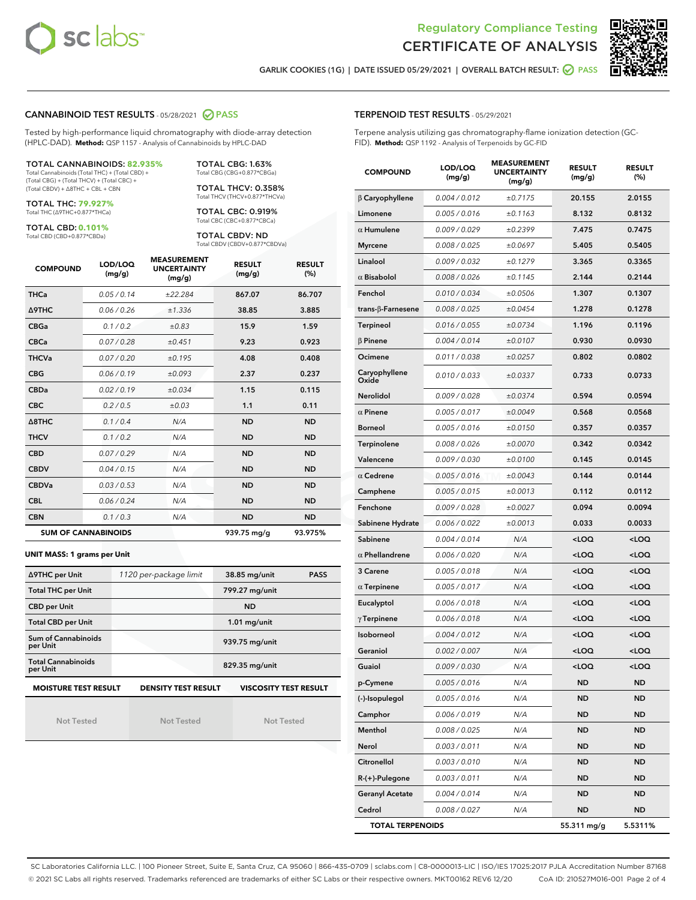# Regulatory Compliance Testing

## CERTIFICATE OF ANALYSIS

GARLIK COOKIES (1G) | DATE ISSUED 05/29/2021 | OVERALL BATCH RESULT: PASS

### CANNABINOID TEST RESULTS - 05/28/2021 PASS

Tested by high-performance liquid chromatography with diode-array detection (HPLC-DAD). **Method:** QSP 1157 - Analysis of Cannabinoids by HPLC-DAD

**TOTAL CANNABINOIDS: 82.935%**
Total Cannabinoids (Total THC) + (Total CBD) + (Total CBG) + (Total THCV) + (Total CBC) + (Total CBDV) + Δ8THC + CBL + CBN

**TOTAL THC: 79.927%**
Total THC (Δ9THC+0.877*THCa)

**TOTAL CBD: 0.101%**
Total CBD (CBD+0.877*CBDa)

**TOTAL CBG: 1.63%**
Total CBG (CBG+0.877*CBGa)

**TOTAL THCV: 0.358%**
Total THCV (THCV+0.877*THCVa)

**TOTAL CBC: 0.919%**
Total CBC (CBC+0.877*CBCa)

**TOTAL CBDV: ND**
Total CBDV (CBDV+0.877*CBDVa)

| COMPOUND | LOD/LOQ (mg/g) | MEASUREMENT UNCERTAINTY (mg/g) | RESULT (mg/g) | RESULT (%) |
|---|---|---|---|---|
| THCa | 0.05 / 0.14 | ±22.284 | 867.07 | 86.707 |
| Δ9THC | 0.06 / 0.26 | ±1.336 | 38.85 | 3.885 |
| CBGa | 0.1 / 0.2 | ±0.83 | 15.9 | 1.59 |
| CBCa | 0.07 / 0.28 | ±0.451 | 9.23 | 0.923 |
| THCVa | 0.07 / 0.20 | ±0.195 | 4.08 | 0.408 |
| CBG | 0.06 / 0.19 | ±0.093 | 2.37 | 0.237 |
| CBDa | 0.02 / 0.19 | ±0.034 | 1.15 | 0.115 |
| CBC | 0.2 / 0.5 | ±0.03 | 1.1 | 0.11 |
| Δ8THC | 0.1 / 0.4 | N/A | ND | ND |
| THCV | 0.1 / 0.2 | N/A | ND | ND |
| CBD | 0.07 / 0.29 | N/A | ND | ND |
| CBDV | 0.04 / 0.15 | N/A | ND | ND |
| CBDVa | 0.03 / 0.53 | N/A | ND | ND |
| CBL | 0.06 / 0.24 | N/A | ND | ND |
| CBN | 0.1 / 0.3 | N/A | ND | ND |
| **SUM OF CANNABINOIDS** | | | **939.75 mg/g** | **93.975%** |

**UNIT MASS: 1 grams per Unit**

| | | | |
|---|---|---|---|
| Δ9THC per Unit | 1120 per-package limit | 38.85 mg/unit | PASS |
| Total THC per Unit | | 799.27 mg/unit | |
| CBD per Unit | | ND | |
| Total CBD per Unit | | 1.01 mg/unit | |
| Sum of Cannabinoids per Unit | | 939.75 mg/unit | |
| Total Cannabinoids per Unit | | 829.35 mg/unit | |

| MOISTURE TEST RESULT | DENSITY TEST RESULT | VISCOSITY TEST RESULT |
|---|---|---|
| Not Tested | Not Tested | Not Tested |

### TERPENOID TEST RESULTS - 05/29/2021

Terpene analysis utilizing gas chromatography-flame ionization detection (GC-FID). **Method:** QSP 1192 - Analysis of Terpenoids by GC-FID

| COMPOUND | LOD/LOQ (mg/g) | MEASUREMENT UNCERTAINTY (mg/g) | RESULT (mg/g) | RESULT (%) |
|---|---|---|---|---|
| β Caryophyllene | 0.004 / 0.012 | ±0.7175 | 20.155 | 2.0155 |
| Limonene | 0.005 / 0.016 | ±0.1163 | 8.132 | 0.8132 |
| α Humulene | 0.009 / 0.029 | ±0.2399 | 7.475 | 0.7475 |
| Myrcene | 0.008 / 0.025 | ±0.0697 | 5.405 | 0.5405 |
| Linalool | 0.009 / 0.032 | ±0.1279 | 3.365 | 0.3365 |
| α Bisabolol | 0.008 / 0.026 | ±0.1145 | 2.144 | 0.2144 |
| Fenchol | 0.010 / 0.034 | ±0.0506 | 1.307 | 0.1307 |
| trans-β-Farnesene | 0.008 / 0.025 | ±0.0454 | 1.278 | 0.1278 |
| Terpineol | 0.016 / 0.055 | ±0.0734 | 1.196 | 0.1196 |
| β Pinene | 0.004 / 0.014 | ±0.0107 | 0.930 | 0.0930 |
| Ocimene | 0.011 / 0.038 | ±0.0257 | 0.802 | 0.0802 |
| Caryophyllene Oxide | 0.010 / 0.033 | ±0.0337 | 0.733 | 0.0733 |
| Nerolidol | 0.009 / 0.028 | ±0.0374 | 0.594 | 0.0594 |
| α Pinene | 0.005 / 0.017 | ±0.0049 | 0.568 | 0.0568 |
| Borneol | 0.005 / 0.016 | ±0.0150 | 0.357 | 0.0357 |
| Terpinolene | 0.008 / 0.026 | ±0.0070 | 0.342 | 0.0342 |
| Valencene | 0.009 / 0.030 | ±0.0100 | 0.145 | 0.0145 |
| α Cedrene | 0.005 / 0.016 | ±0.0043 | 0.144 | 0.0144 |
| Camphene | 0.005 / 0.015 | ±0.0013 | 0.112 | 0.0112 |
| Fenchone | 0.009 / 0.028 | ±0.0027 | 0.094 | 0.0094 |
| Sabinene Hydrate | 0.006 / 0.022 | ±0.0013 | 0.033 | 0.0033 |
| Sabinene | 0.004 / 0.014 | N/A | <LOQ | <LOQ |
| α Phellandrene | 0.006 / 0.020 | N/A | <LOQ | <LOQ |
| 3 Carene | 0.005 / 0.018 | N/A | <LOQ | <LOQ |
| α Terpinene | 0.005 / 0.017 | N/A | <LOQ | <LOQ |
| Eucalyptol | 0.006 / 0.018 | N/A | <LOQ | <LOQ |
| γ Terpinene | 0.006 / 0.018 | N/A | <LOQ | <LOQ |
| Isoborneol | 0.004 / 0.012 | N/A | <LOQ | <LOQ |
| Geraniol | 0.002 / 0.007 | N/A | <LOQ | <LOQ |
| Guaiol | 0.009 / 0.030 | N/A | <LOQ | <LOQ |
| p-Cymene | 0.005 / 0.016 | N/A | ND | ND |
| (-)-Isopulegol | 0.005 / 0.016 | N/A | ND | ND |
| Camphor | 0.006 / 0.019 | N/A | ND | ND |
| Menthol | 0.008 / 0.025 | N/A | ND | ND |
| Nerol | 0.003 / 0.011 | N/A | ND | ND |
| Citronellol | 0.003 / 0.010 | N/A | ND | ND |
| R-(+)-Pulegone | 0.003 / 0.011 | N/A | ND | ND |
| Geranyl Acetate | 0.004 / 0.014 | N/A | ND | ND |
| Cedrol | 0.008 / 0.027 | N/A | ND | ND |
| **TOTAL TERPENOIDS** | | | **55.311 mg/g** | **5.5311%** |

SC Laboratories California LLC. | 100 Pioneer Street, Suite E, Santa Cruz, CA 95060 | 866-435-0709 | sclabs.com | C8-0000013-LIC | ISO/IES 17025:2017 PJLA Accreditation Number 87168
© 2021 SC Labs all rights reserved. Trademarks referenced are trademarks of either SC Labs or their respective owners. MKT00162 REV6 12/20 CoA ID: 210527M016-001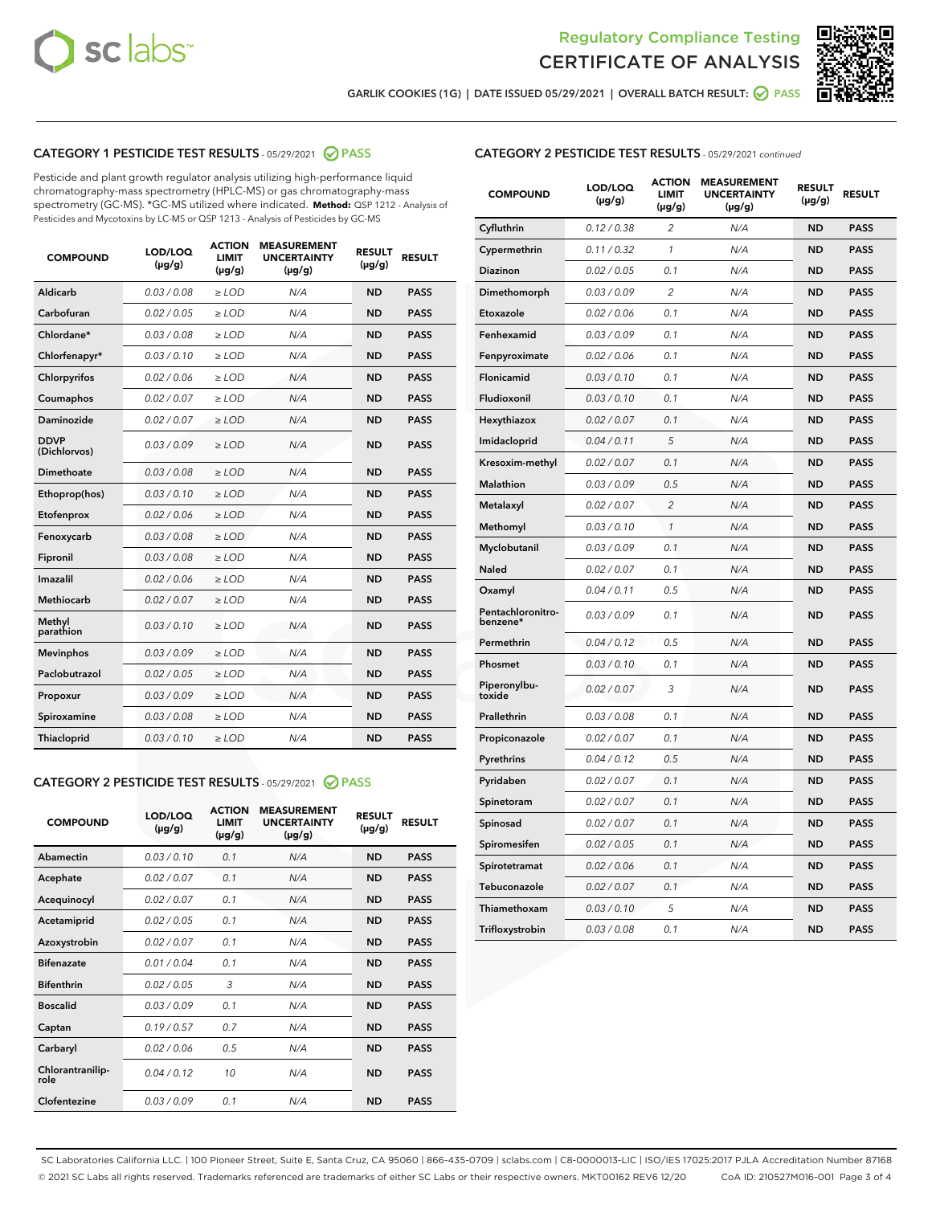Regulatory Compliance Testing

# CERTIFICATE OF ANALYSIS

GARLIK COOKIES (1G) | DATE ISSUED 05/29/2021 | OVERALL BATCH RESULT: PASS

## CATEGORY 1 PESTICIDE TEST RESULTS - 05/29/2021 PASS

Pesticide and plant growth regulator analysis utilizing high-performance liquid chromatography-mass spectrometry (HPLC-MS) or gas chromatography-mass spectrometry (GC-MS). *GC-MS utilized where indicated. **Method:** QSP 1212 - Analysis of Pesticides and Mycotoxins by LC-MS or QSP 1213 - Analysis of Pesticides by GC-MS

| COMPOUND | LOD/LOQ (µg/g) | ACTION LIMIT (µg/g) | MEASUREMENT UNCERTAINTY (µg/g) | RESULT (µg/g) | RESULT |
|---|---|---|---|---|---|
| Aldicarb | 0.03 / 0.08 | ≥ LOD | N/A | ND | PASS |
| Carbofuran | 0.02 / 0.05 | ≥ LOD | N/A | ND | PASS |
| Chlordane* | 0.03 / 0.08 | ≥ LOD | N/A | ND | PASS |
| Chlorfenapyr* | 0.03 / 0.10 | ≥ LOD | N/A | ND | PASS |
| Chlorpyrifos | 0.02 / 0.06 | ≥ LOD | N/A | ND | PASS |
| Coumaphos | 0.02 / 0.07 | ≥ LOD | N/A | ND | PASS |
| Daminozide | 0.02 / 0.07 | ≥ LOD | N/A | ND | PASS |
| DDVP (Dichlorvos) | 0.03 / 0.09 | ≥ LOD | N/A | ND | PASS |
| Dimethoate | 0.03 / 0.08 | ≥ LOD | N/A | ND | PASS |
| Ethoprop(hos) | 0.03 / 0.10 | ≥ LOD | N/A | ND | PASS |
| Etofenprox | 0.02 / 0.06 | ≥ LOD | N/A | ND | PASS |
| Fenoxycarb | 0.03 / 0.08 | ≥ LOD | N/A | ND | PASS |
| Fipronil | 0.03 / 0.08 | ≥ LOD | N/A | ND | PASS |
| Imazalil | 0.02 / 0.06 | ≥ LOD | N/A | ND | PASS |
| Methiocarb | 0.02 / 0.07 | ≥ LOD | N/A | ND | PASS |
| Methyl parathion | 0.03 / 0.10 | ≥ LOD | N/A | ND | PASS |
| Mevinphos | 0.03 / 0.09 | ≥ LOD | N/A | ND | PASS |
| Paclobutrazol | 0.02 / 0.05 | ≥ LOD | N/A | ND | PASS |
| Propoxur | 0.03 / 0.09 | ≥ LOD | N/A | ND | PASS |
| Spiroxamine | 0.03 / 0.08 | ≥ LOD | N/A | ND | PASS |
| Thiacloprid | 0.03 / 0.10 | ≥ LOD | N/A | ND | PASS |

## CATEGORY 2 PESTICIDE TEST RESULTS - 05/29/2021 PASS

| COMPOUND | LOD/LOQ (µg/g) | ACTION LIMIT (µg/g) | MEASUREMENT UNCERTAINTY (µg/g) | RESULT (µg/g) | RESULT |
|---|---|---|---|---|---|
| Abamectin | 0.03 / 0.10 | 0.1 | N/A | ND | PASS |
| Acephate | 0.02 / 0.07 | 0.1 | N/A | ND | PASS |
| Acequinocyl | 0.02 / 0.07 | 0.1 | N/A | ND | PASS |
| Acetamiprid | 0.02 / 0.05 | 0.1 | N/A | ND | PASS |
| Azoxystrobin | 0.02 / 0.07 | 0.1 | N/A | ND | PASS |
| Bifenazate | 0.01 / 0.04 | 0.1 | N/A | ND | PASS |
| Bifenthrin | 0.02 / 0.05 | 3 | N/A | ND | PASS |
| Boscalid | 0.03 / 0.09 | 0.1 | N/A | ND | PASS |
| Captan | 0.19 / 0.57 | 0.7 | N/A | ND | PASS |
| Carbaryl | 0.02 / 0.06 | 0.5 | N/A | ND | PASS |
| Chlorantraniliprole | 0.04 / 0.12 | 10 | N/A | ND | PASS |
| Clofentezine | 0.03 / 0.09 | 0.1 | N/A | ND | PASS |
| Cyfluthrin | 0.12 / 0.38 | 2 | N/A | ND | PASS |
| Cypermethrin | 0.11 / 0.32 | 1 | N/A | ND | PASS |
| Diazinon | 0.02 / 0.05 | 0.1 | N/A | ND | PASS |
| Dimethomorph | 0.03 / 0.09 | 2 | N/A | ND | PASS |
| Etoxazole | 0.02 / 0.06 | 0.1 | N/A | ND | PASS |
| Fenhexamid | 0.03 / 0.09 | 0.1 | N/A | ND | PASS |
| Fenpyroximate | 0.02 / 0.06 | 0.1 | N/A | ND | PASS |
| Flonicamid | 0.03 / 0.10 | 0.1 | N/A | ND | PASS |
| Fludioxonil | 0.03 / 0.10 | 0.1 | N/A | ND | PASS |
| Hexythiazox | 0.02 / 0.07 | 0.1 | N/A | ND | PASS |
| Imidacloprid | 0.04 / 0.11 | 5 | N/A | ND | PASS |
| Kresoxim-methyl | 0.02 / 0.07 | 0.1 | N/A | ND | PASS |
| Malathion | 0.03 / 0.09 | 0.5 | N/A | ND | PASS |
| Metalaxyl | 0.02 / 0.07 | 2 | N/A | ND | PASS |
| Methomyl | 0.03 / 0.10 | 1 | N/A | ND | PASS |
| Myclobutanil | 0.03 / 0.09 | 0.1 | N/A | ND | PASS |
| Naled | 0.02 / 0.07 | 0.1 | N/A | ND | PASS |
| Oxamyl | 0.04 / 0.11 | 0.5 | N/A | ND | PASS |
| Pentachloronitrobenzene* | 0.03 / 0.09 | 0.1 | N/A | ND | PASS |
| Permethrin | 0.04 / 0.12 | 0.5 | N/A | ND | PASS |
| Phosmet | 0.03 / 0.10 | 0.1 | N/A | ND | PASS |
| Piperonylbutoxide | 0.02 / 0.07 | 3 | N/A | ND | PASS |
| Prallethrin | 0.03 / 0.08 | 0.1 | N/A | ND | PASS |
| Propiconazole | 0.02 / 0.07 | 0.1 | N/A | ND | PASS |
| Pyrethrins | 0.04 / 0.12 | 0.5 | N/A | ND | PASS |
| Pyridaben | 0.02 / 0.07 | 0.1 | N/A | ND | PASS |
| Spinetoram | 0.02 / 0.07 | 0.1 | N/A | ND | PASS |
| Spinosad | 0.02 / 0.07 | 0.1 | N/A | ND | PASS |
| Spiromesifen | 0.02 / 0.05 | 0.1 | N/A | ND | PASS |
| Spirotetramat | 0.02 / 0.06 | 0.1 | N/A | ND | PASS |
| Tebuconazole | 0.02 / 0.07 | 0.1 | N/A | ND | PASS |
| Thiamethoxam | 0.03 / 0.10 | 5 | N/A | ND | PASS |
| Trifloxystrobin | 0.03 / 0.08 | 0.1 | N/A | ND | PASS |

SC Laboratories California LLC. | 100 Pioneer Street, Suite E, Santa Cruz, CA 95060 | 866-435-0709 | sclabs.com | C8-0000013-LIC | ISO/IES 17025:2017 PJLA Accreditation Number 87168
© 2021 SC Labs all rights reserved. Trademarks referenced are trademarks of either SC Labs or their respective owners. MKT00162 REV6 12/20 CoA ID: 210527M016-001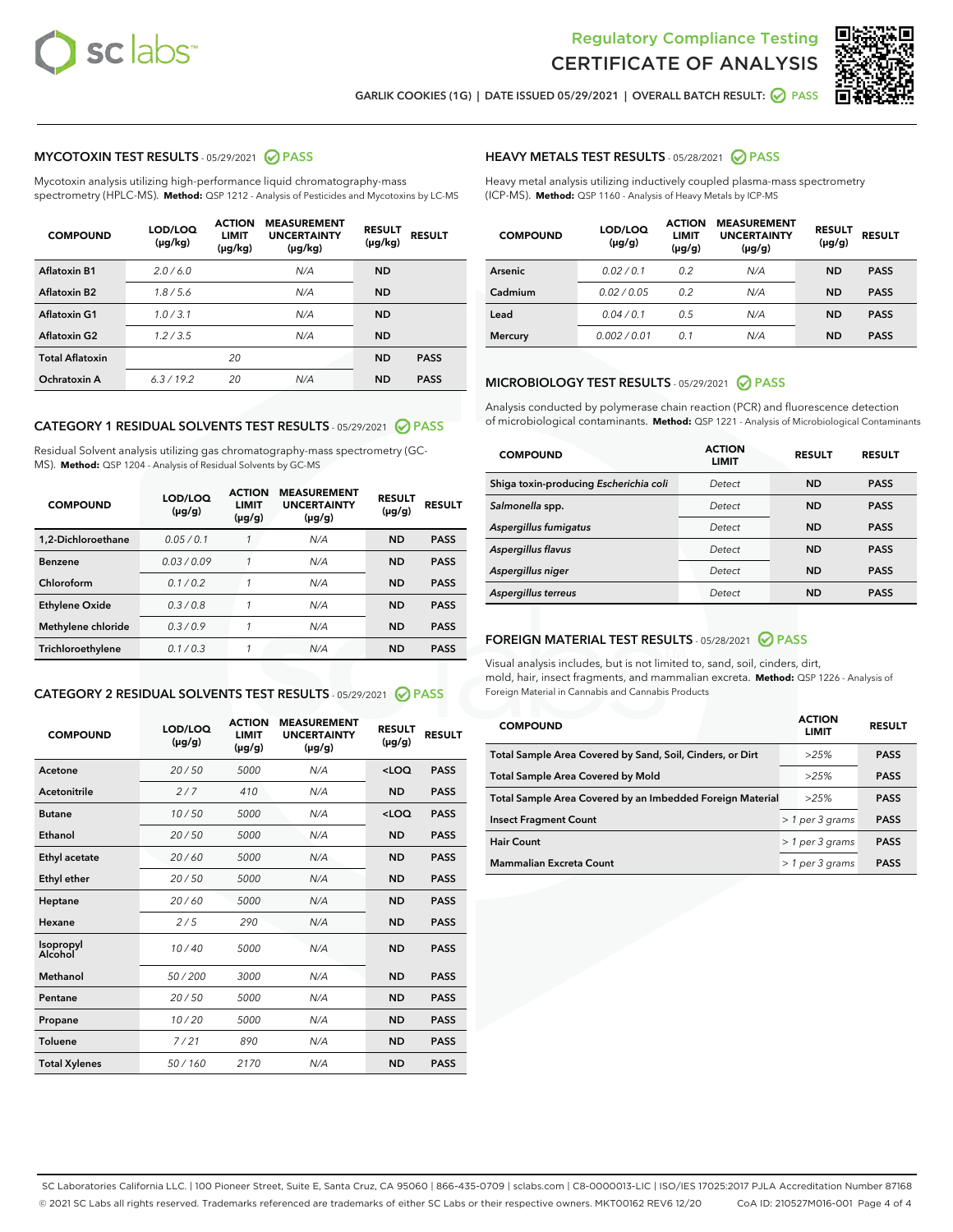Regulatory Compliance Testing
CERTIFICATE OF ANALYSIS

GARLIK COOKIES (1G) | DATE ISSUED 05/29/2021 | OVERALL BATCH RESULT: PASS

## MYCOTOXIN TEST RESULTS - 05/29/2021 PASS

Mycotoxin analysis utilizing high-performance liquid chromatography-mass spectrometry (HPLC-MS). **Method:** QSP 1212 - Analysis of Pesticides and Mycotoxins by LC-MS

| COMPOUND | LOD/LOQ (μg/kg) | ACTION LIMIT (μg/kg) | MEASUREMENT UNCERTAINTY (μg/kg) | RESULT (μg/kg) | RESULT |
|---|---|---|---|---|---|
| Aflatoxin B1 | 2.0 / 6.0 | | N/A | ND | |
| Aflatoxin B2 | 1.8 / 5.6 | | N/A | ND | |
| Aflatoxin G1 | 1.0 / 3.1 | | N/A | ND | |
| Aflatoxin G2 | 1.2 / 3.5 | | N/A | ND | |
| Total Aflatoxin | | 20 | | ND | PASS |
| Ochratoxin A | 6.3 / 19.2 | 20 | N/A | ND | PASS |

## CATEGORY 1 RESIDUAL SOLVENTS TEST RESULTS - 05/29/2021 PASS

Residual Solvent analysis utilizing gas chromatography-mass spectrometry (GC-MS). **Method:** QSP 1204 - Analysis of Residual Solvents by GC-MS

| COMPOUND | LOD/LOQ (μg/g) | ACTION LIMIT (μg/g) | MEASUREMENT UNCERTAINTY (μg/g) | RESULT (μg/g) | RESULT |
|---|---|---|---|---|---|
| 1,2-Dichloroethane | 0.05 / 0.1 | 1 | N/A | ND | PASS |
| Benzene | 0.03 / 0.09 | 1 | N/A | ND | PASS |
| Chloroform | 0.1 / 0.2 | 1 | N/A | ND | PASS |
| Ethylene Oxide | 0.3 / 0.8 | 1 | N/A | ND | PASS |
| Methylene chloride | 0.3 / 0.9 | 1 | N/A | ND | PASS |
| Trichloroethylene | 0.1 / 0.3 | 1 | N/A | ND | PASS |

## CATEGORY 2 RESIDUAL SOLVENTS TEST RESULTS - 05/29/2021 PASS

| COMPOUND | LOD/LOQ (μg/g) | ACTION LIMIT (μg/g) | MEASUREMENT UNCERTAINTY (μg/g) | RESULT (μg/g) | RESULT |
|---|---|---|---|---|---|
| Acetone | 20 / 50 | 5000 | N/A | <LOQ | PASS |
| Acetonitrile | 2 / 7 | 410 | N/A | ND | PASS |
| Butane | 10 / 50 | 5000 | N/A | <LOQ | PASS |
| Ethanol | 20 / 50 | 5000 | N/A | ND | PASS |
| Ethyl acetate | 20 / 60 | 5000 | N/A | ND | PASS |
| Ethyl ether | 20 / 50 | 5000 | N/A | ND | PASS |
| Heptane | 20 / 60 | 5000 | N/A | ND | PASS |
| Hexane | 2 / 5 | 290 | N/A | ND | PASS |
| Isopropyl Alcohol | 10 / 40 | 5000 | N/A | ND | PASS |
| Methanol | 50 / 200 | 3000 | N/A | ND | PASS |
| Pentane | 20 / 50 | 5000 | N/A | ND | PASS |
| Propane | 10 / 20 | 5000 | N/A | ND | PASS |
| Toluene | 7 / 21 | 890 | N/A | ND | PASS |
| Total Xylenes | 50 / 160 | 2170 | N/A | ND | PASS |

## HEAVY METALS TEST RESULTS - 05/28/2021 PASS

Heavy metal analysis utilizing inductively coupled plasma-mass spectrometry (ICP-MS). **Method:** QSP 1160 - Analysis of Heavy Metals by ICP-MS

| COMPOUND | LOD/LOQ (μg/g) | ACTION LIMIT (μg/g) | MEASUREMENT UNCERTAINTY (μg/g) | RESULT (μg/g) | RESULT |
|---|---|---|---|---|---|
| Arsenic | 0.02 / 0.1 | 0.2 | N/A | ND | PASS |
| Cadmium | 0.02 / 0.05 | 0.2 | N/A | ND | PASS |
| Lead | 0.04 / 0.1 | 0.5 | N/A | ND | PASS |
| Mercury | 0.002 / 0.01 | 0.1 | N/A | ND | PASS |

## MICROBIOLOGY TEST RESULTS - 05/29/2021 PASS

Analysis conducted by polymerase chain reaction (PCR) and fluorescence detection of microbiological contaminants. **Method:** QSP 1221 - Analysis of Microbiological Contaminants

| COMPOUND | ACTION LIMIT | RESULT | RESULT |
|---|---|---|---|
| Shiga toxin-producing *Escherichia coli* | Detect | ND | PASS |
| *Salmonella* spp. | Detect | ND | PASS |
| *Aspergillus fumigatus* | Detect | ND | PASS |
| *Aspergillus flavus* | Detect | ND | PASS |
| *Aspergillus niger* | Detect | ND | PASS |
| *Aspergillus terreus* | Detect | ND | PASS |

## FOREIGN MATERIAL TEST RESULTS - 05/28/2021 PASS

Visual analysis includes, but is not limited to, sand, soil, cinders, dirt, mold, hair, insect fragments, and mammalian excreta. **Method:** QSP 1226 - Analysis of Foreign Material in Cannabis and Cannabis Products

| COMPOUND | ACTION LIMIT | RESULT |
|---|---|---|
| Total Sample Area Covered by Sand, Soil, Cinders, or Dirt | >25% | PASS |
| Total Sample Area Covered by Mold | >25% | PASS |
| Total Sample Area Covered by an Imbedded Foreign Material | >25% | PASS |
| Insect Fragment Count | > 1 per 3 grams | PASS |
| Hair Count | > 1 per 3 grams | PASS |
| Mammalian Excreta Count | > 1 per 3 grams | PASS |

SC Laboratories California LLC. | 100 Pioneer Street, Suite E, Santa Cruz, CA 95060 | 866-435-0709 | sclabs.com | C8-0000013-LIC | ISO/IES 17025:2017 PJLA Accreditation Number 87168
© 2021 SC Labs all rights reserved. Trademarks referenced are trademarks of either SC Labs or their respective owners. MKT00162 REV6 12/20 CoA ID: 210527M016-001